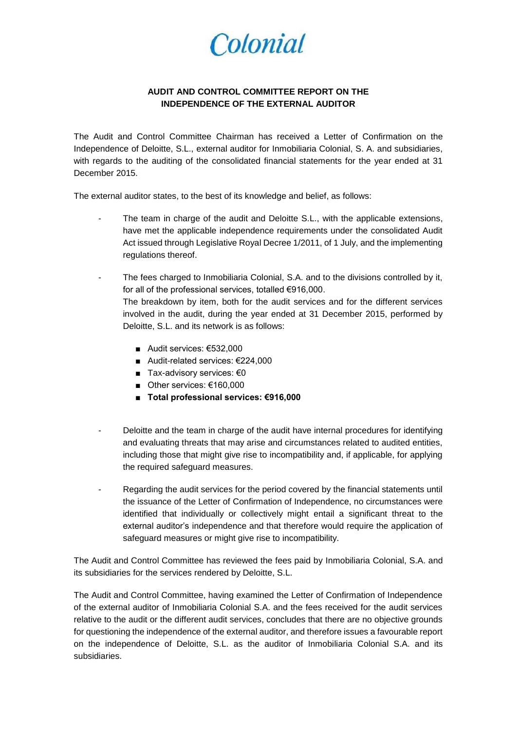Colonial

**AUDIT AND CONTROL COMMITTEE REPORT ON THE INDEPENDENCE OF THE EXTERNAL AUDITOR**

The Audit and Control Committee Chairman has received a Letter of Confirmation on the Independence of Deloitte, S.L., external auditor for Inmobiliaria Colonial, S. A. and subsidiaries, with regards to the auditing of the consolidated financial statements for the year ended at 31 December 2015.

The external auditor states, to the best of its knowledge and belief, as follows:

- The team in charge of the audit and Deloitte S.L., with the applicable extensions, have met the applicable independence requirements under the consolidated Audit Act issued through Legislative Royal Decree 1/2011, of 1 July, and the implementing regulations thereof.

- The fees charged to Inmobiliaria Colonial, S.A. and to the divisions controlled by it, for all of the professional services, totalled €916,000.
  The breakdown by item, both for the audit services and for the different services involved in the audit, during the year ended at 31 December 2015, performed by Deloitte, S.L. and its network is as follows:

  - Audit services: €532,000
  - Audit-related services: €224,000
  - Tax-advisory services: €0
  - Other services: €160,000
  - **Total professional services: €916,000**

- Deloitte and the team in charge of the audit have internal procedures for identifying and evaluating threats that may arise and circumstances related to audited entities, including those that might give rise to incompatibility and, if applicable, for applying the required safeguard measures.

- Regarding the audit services for the period covered by the financial statements until the issuance of the Letter of Confirmation of Independence, no circumstances were identified that individually or collectively might entail a significant threat to the external auditor's independence and that therefore would require the application of safeguard measures or might give rise to incompatibility.

The Audit and Control Committee has reviewed the fees paid by Inmobiliaria Colonial, S.A. and its subsidiaries for the services rendered by Deloitte, S.L.

The Audit and Control Committee, having examined the Letter of Confirmation of Independence of the external auditor of Inmobiliaria Colonial S.A. and the fees received for the audit services relative to the audit or the different audit services, concludes that there are no objective grounds for questioning the independence of the external auditor, and therefore issues a favourable report on the independence of Deloitte, S.L. as the auditor of Inmobiliaria Colonial S.A. and its subsidiaries.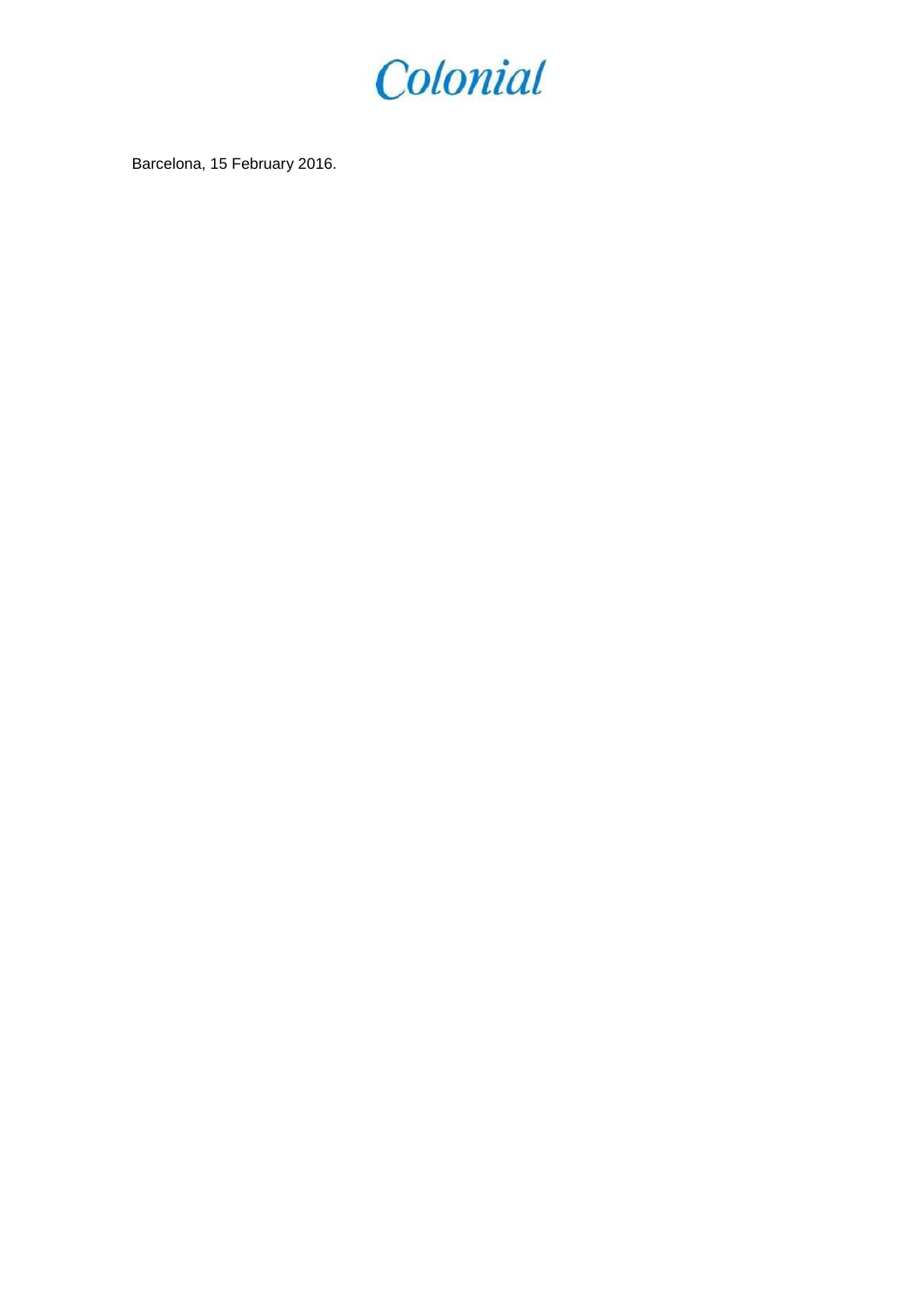Colonial

Barcelona, 15 February 2016.